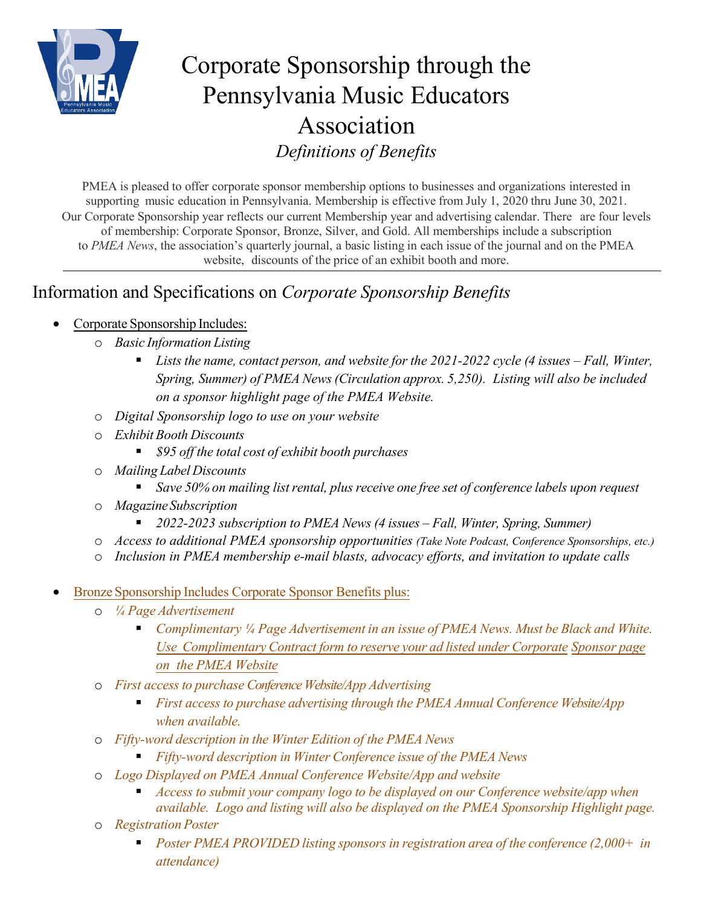# Corporate Sponsorship through the Pennsylvania Music Educators Association

*Definitions of Benefits*

PMEA is pleased to offer corporate sponsor membership options to businesses and organizations interested in supporting music education in Pennsylvania. Membership is effective from July 1, 2020 thru June 30, 2021. Our Corporate Sponsorship year reflects our current Membership year and advertising calendar. There are four levels of membership: Corporate Sponsor, Bronze, Silver, and Gold. All memberships include a subscription to *PMEA News*, the association's quarterly journal, a basic listing in each issue of the journal and on the PMEA website, discounts of the price of an exhibit booth and more.

---

## Information and Specifications on *Corporate Sponsorship Benefits*

- Corporate Sponsorship Includes:
    - *Basic Information Listing*
        - *Lists the name, contact person, and website for the 2021-2022 cycle (4 issues – Fall, Winter, Spring, Summer) of PMEA News (Circulation approx. 5,250). Listing will also be included on a sponsor highlight page of the PMEA Website.*
    - *Digital Sponsorship logo to use on your website*
    - *Exhibit Booth Discounts*
        - *$95 off the total cost of exhibit booth purchases*
    - *Mailing Label Discounts*
        - *Save 50% on mailing list rental, plus receive one free set of conference labels upon request*
    - *Magazine Subscription*
        - *2022-2023 subscription to PMEA News (4 issues – Fall, Winter, Spring, Summer)*
    - *Access to additional PMEA sponsorship opportunities (Take Note Podcast, Conference Sponsorships, etc.)*
    - *Inclusion in PMEA membership e-mail blasts, advocacy efforts, and invitation to update calls*

- Bronze Sponsorship Includes Corporate Sponsor Benefits plus:
    - *¼ Page Advertisement*
        - *Complimentary ¼ Page Advertisement in an issue of PMEA News. Must be Black and White. Use Complimentary Contract form to reserve your ad listed under Corporate Sponsor page on the PMEA Website*
    - *First access to purchase Conference Website/App Advertising*
        - *First access to purchase advertising through the PMEA Annual Conference Website/App when available.*
    - *Fifty-word description in the Winter Edition of the PMEA News*
        - *Fifty-word description in Winter Conference issue of the PMEA News*
    - *Logo Displayed on PMEA Annual Conference Website/App and website*
        - *Access to submit your company logo to be displayed on our Conference website/app when available. Logo and listing will also be displayed on the PMEA Sponsorship Highlight page.*
    - *Registration Poster*
        - *Poster PMEA PROVIDED listing sponsors in registration area of the conference (2,000+ in attendance)*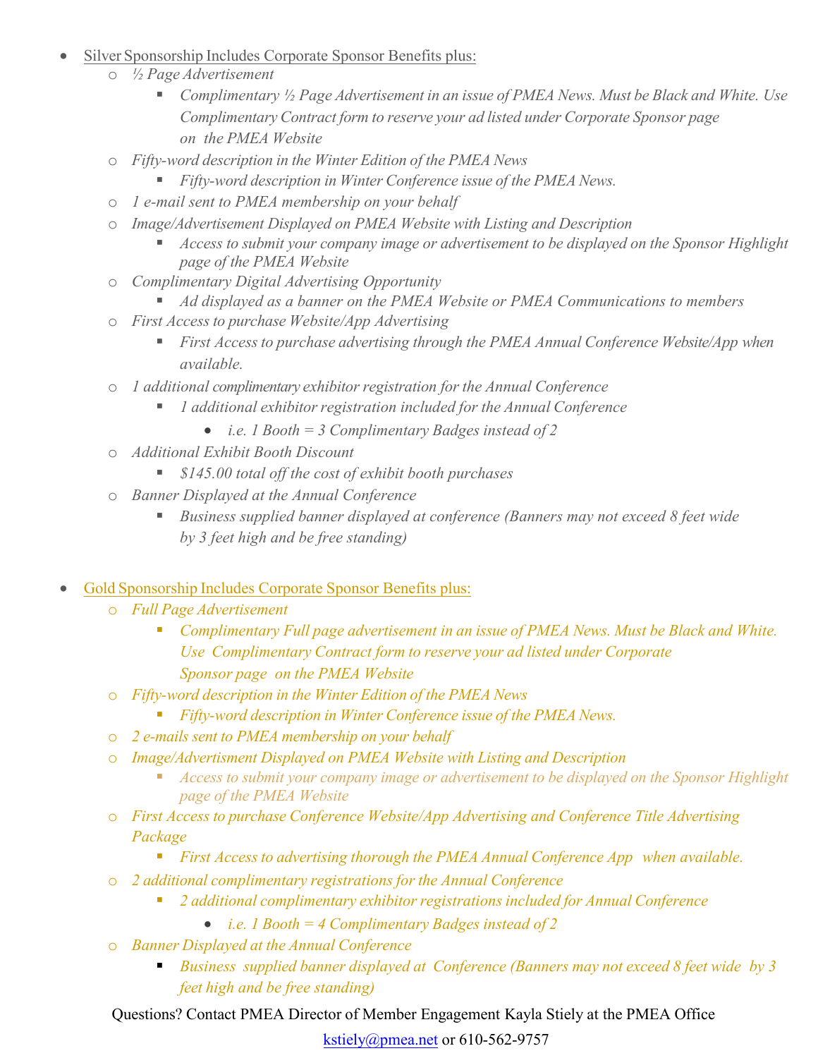- Silver Sponsorship Includes Corporate Sponsor Benefits plus:
  - *½ Page Advertisement*
    - *Complimentary ½ Page Advertisement in an issue of PMEA News. Must be Black and White. Use Complimentary Contract form to reserve your ad listed under Corporate Sponsor page on the PMEA Website*
  - *Fifty-word description in the Winter Edition of the PMEA News*
    - *Fifty-word description in Winter Conference issue of the PMEA News.*
  - *1 e-mail sent to PMEA membership on your behalf*
  - *Image/Advertisement Displayed on PMEA Website with Listing and Description*
    - *Access to submit your company image or advertisement to be displayed on the Sponsor Highlight page of the PMEA Website*
  - *Complimentary Digital Advertising Opportunity*
    - *Ad displayed as a banner on the PMEA Website or PMEA Communications to members*
  - *First Access to purchase Website/App Advertising*
    - *First Access to purchase advertising through the PMEA Annual Conference Website/App when available.*
  - *1 additional complimentary exhibitor registration for the Annual Conference*
    - *1 additional exhibitor registration included for the Annual Conference*
      - *i.e. 1 Booth = 3 Complimentary Badges instead of 2*
  - *Additional Exhibit Booth Discount*
    - *$145.00 total off the cost of exhibit booth purchases*
  - *Banner Displayed at the Annual Conference*
    - *Business supplied banner displayed at conference (Banners may not exceed 8 feet wide by 3 feet high and be free standing)*

- Gold Sponsorship Includes Corporate Sponsor Benefits plus:
  - *Full Page Advertisement*
    - *Complimentary Full page advertisement in an issue of PMEA News. Must be Black and White. Use Complimentary Contract form to reserve your ad listed under Corporate Sponsor page on the PMEA Website*
  - *Fifty-word description in the Winter Edition of the PMEA News*
    - *Fifty-word description in Winter Conference issue of the PMEA News.*
  - *2 e-mails sent to PMEA membership on your behalf*
  - *Image/Advertisment Displayed on PMEA Website with Listing and Description*
    - *Access to submit your company image or advertisement to be displayed on the Sponsor Highlight page of the PMEA Website*
  - *First Access to purchase Conference Website/App Advertising and Conference Title Advertising Package*
    - *First Access to advertising thorough the PMEA Annual Conference App when available.*
  - *2 additional complimentary registrations for the Annual Conference*
    - *2 additional complimentary exhibitor registrations included for Annual Conference*
      - *i.e. 1 Booth = 4 Complimentary Badges instead of 2*
  - *Banner Displayed at the Annual Conference*
    - *Business supplied banner displayed at Conference (Banners may not exceed 8 feet wide by 3 feet high and be free standing)*

Questions? Contact PMEA Director of Member Engagement Kayla Stiely at the PMEA Office

kstiely@pmea.net or 610-562-9757